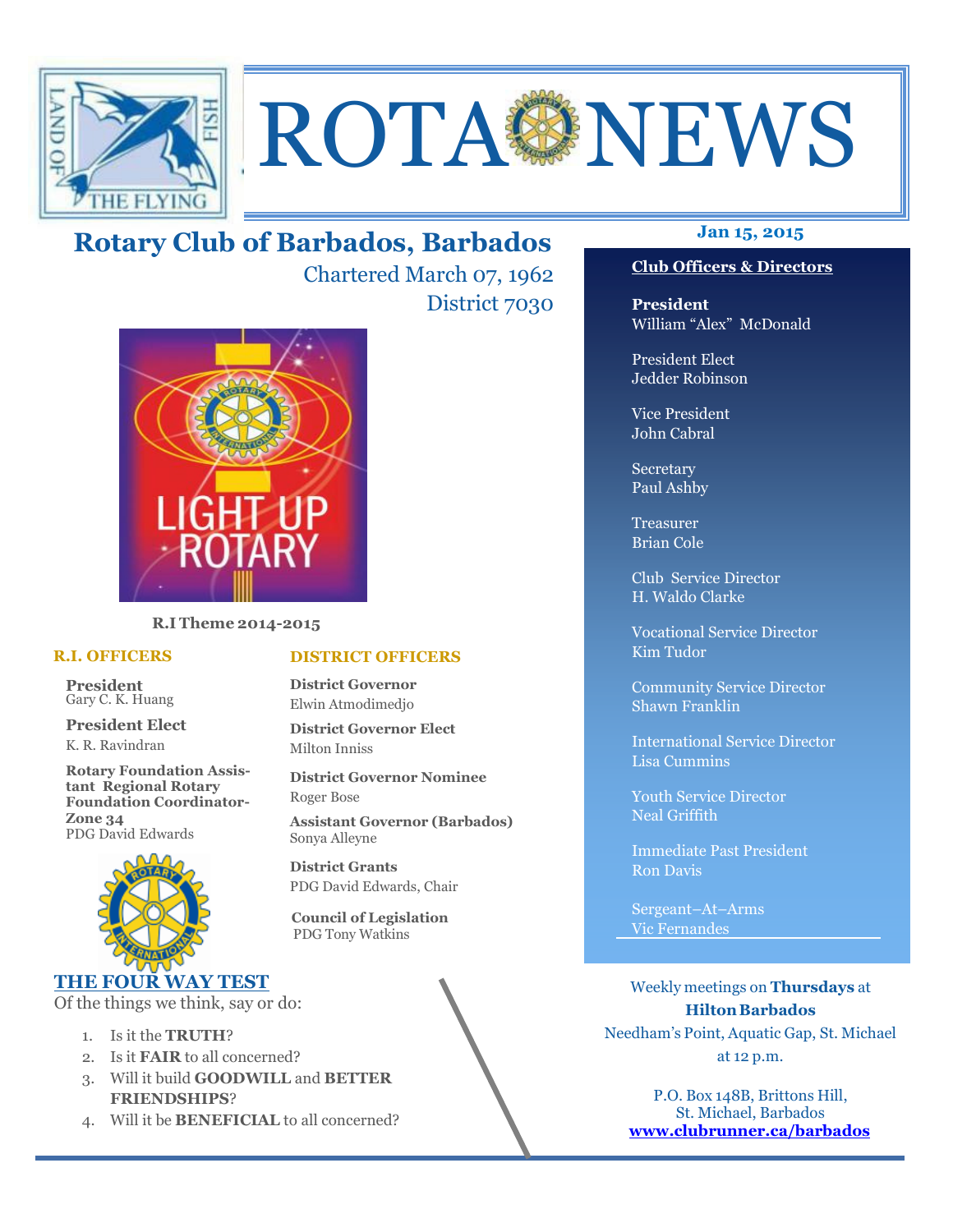# ROTA NEWS

## Rotary Club of Barbados, Barbados

Chartered March 07, 1962

District 7030

**Jan 15, 2015**

**R.I Theme 2014-2015**

### R.I. OFFICERS

**President**
Gary C. K. Huang

**President Elect**
K. R. Ravindran

**Rotary Foundation Assistant Regional Rotary Foundation Coordinator-Zone 34**
PDG David Edwards

### DISTRICT OFFICERS

**District Governor**
Elwin Atmodimedjo

**District Governor Elect**
Milton Inniss

**District Governor Nominee**
Roger Bose

**Assistant Governor (Barbados)**
Sonya Alleyne

**District Grants**
PDG David Edwards, Chair

**Council of Legislation**
PDG Tony Watkins

### THE FOUR WAY TEST

Of the things we think, say or do:

1. Is it the **TRUTH**?
2. Is it **FAIR** to all concerned?
3. Will it build **GOODWILL** and **BETTER FRIENDSHIPS**?
4. Will it be **BENEFICIAL** to all concerned?

### Club Officers & Directors

**President**
William "Alex" McDonald

President Elect
Jedder Robinson

Vice President
John Cabral

Secretary
Paul Ashby

Treasurer
Brian Cole

Club Service Director
H. Waldo Clarke

Vocational Service Director
Kim Tudor

Community Service Director
Shawn Franklin

International Service Director
Lisa Cummins

Youth Service Director
Neal Griffith

Immediate Past President
Ron Davis

Sergeant–At–Arms
Vic Fernandes

Weekly meetings on **Thursdays** at
**Hilton Barbados**
Needham's Point, Aquatic Gap, St. Michael
at 12 p.m.

P.O. Box 148B, Brittons Hill,
St. Michael, Barbados
**www.clubrunner.ca/barbados**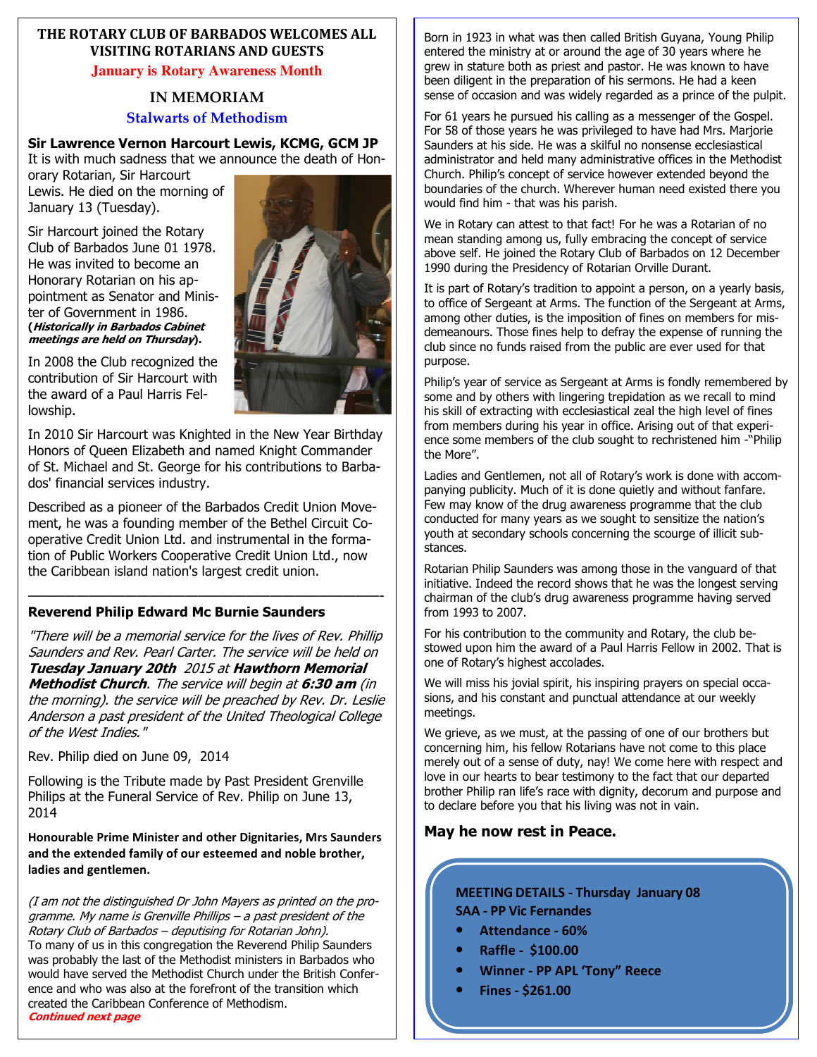**THE ROTARY CLUB OF BARBADOS WELCOMES ALL VISITING ROTARIANS AND GUESTS**

**January is Rotary Awareness Month**

## IN MEMORIAM

### Stalwarts of Methodism

**Sir Lawrence Vernon Harcourt Lewis, KCMG, GCM JP**

It is with much sadness that we announce the death of Honorary Rotarian, Sir Harcourt Lewis. He died on the morning of January 13 (Tuesday).

Sir Harcourt joined the Rotary Club of Barbados June 01 1978. He was invited to become an Honorary Rotarian on his appointment as Senator and Minister of Government in 1986. (***Historically in Barbados Cabinet meetings are held on Thursday***).

In 2008 the Club recognized the contribution of Sir Harcourt with the award of a Paul Harris Fellowship.

In 2010 Sir Harcourt was Knighted in the New Year Birthday Honors of Queen Elizabeth and named Knight Commander of St. Michael and St. George for his contributions to Barbados' financial services industry.

Described as a pioneer of the Barbados Credit Union Movement, he was a founding member of the Bethel Circuit Cooperative Credit Union Ltd. and instrumental in the formation of Public Workers Cooperative Credit Union Ltd., now the Caribbean island nation's largest credit union.

---

**Reverend Philip Edward Mc Burnie Saunders**

*"There will be a memorial service for the lives of Rev. Phillip Saunders and Rev. Pearl Carter. The service will be held on **Tuesday January 20th** 2015 at **Hawthorn Memorial Methodist Church**. The service will begin at **6:30 am** (in the morning). the service will be preached by Rev. Dr. Leslie Anderson a past president of the United Theological College of the West Indies."*

Rev. Philip died on June 09, 2014

Following is the Tribute made by Past President Grenville Philips at the Funeral Service of Rev. Philip on June 13, 2014

**Honourable Prime Minister and other Dignitaries, Mrs Saunders and the extended family of our esteemed and noble brother, ladies and gentlemen.**

*(I am not the distinguished Dr John Mayers as printed on the programme. My name is Grenville Phillips – a past president of the Rotary Club of Barbados – deputising for Rotarian John).*

To many of us in this congregation the Reverend Philip Saunders was probably the last of the Methodist ministers in Barbados who would have served the Methodist Church under the British Conference and who was also at the forefront of the transition which created the Caribbean Conference of Methodism.

***Continued next page***

Born in 1923 in what was then called British Guyana, Young Philip entered the ministry at or around the age of 30 years where he grew in stature both as priest and pastor. He was known to have been diligent in the preparation of his sermons. He had a keen sense of occasion and was widely regarded as a prince of the pulpit.

For 61 years he pursued his calling as a messenger of the Gospel. For 58 of those years he was privileged to have had Mrs. Marjorie Saunders at his side. He was a skilful no nonsense ecclesiastical administrator and held many administrative offices in the Methodist Church. Philip's concept of service however extended beyond the boundaries of the church. Wherever human need existed there you would find him - that was his parish.

We in Rotary can attest to that fact! For he was a Rotarian of no mean standing among us, fully embracing the concept of service above self. He joined the Rotary Club of Barbados on 12 December 1990 during the Presidency of Rotarian Orville Durant.

It is part of Rotary's tradition to appoint a person, on a yearly basis, to office of Sergeant at Arms. The function of the Sergeant at Arms, among other duties, is the imposition of fines on members for misdemeanours. Those fines help to defray the expense of running the club since no funds raised from the public are ever used for that purpose.

Philip's year of service as Sergeant at Arms is fondly remembered by some and by others with lingering trepidation as we recall to mind his skill of extracting with ecclesiastical zeal the high level of fines from members during his year in office. Arising out of that experience some members of the club sought to rechristened him -"Philip the More".

Ladies and Gentlemen, not all of Rotary's work is done with accompanying publicity. Much of it is done quietly and without fanfare. Few may know of the drug awareness programme that the club conducted for many years as we sought to sensitize the nation's youth at secondary schools concerning the scourge of illicit substances.

Rotarian Philip Saunders was among those in the vanguard of that initiative. Indeed the record shows that he was the longest serving chairman of the club's drug awareness programme having served from 1993 to 2007.

For his contribution to the community and Rotary, the club bestowed upon him the award of a Paul Harris Fellow in 2002. That is one of Rotary's highest accolades.

We will miss his jovial spirit, his inspiring prayers on special occasions, and his constant and punctual attendance at our weekly meetings.

We grieve, as we must, at the passing of one of our brothers but concerning him, his fellow Rotarians have not come to this place merely out of a sense of duty, nay! We come here with respect and love in our hearts to bear testimony to the fact that our departed brother Philip ran life's race with dignity, decorum and purpose and to declare before you that his living was not in vain.

### May he now rest in Peace.

**MEETING DETAILS - Thursday January 08**
**SAA - PP Vic Fernandes**

- **Attendance - 60%**
- **Raffle - $100.00**
- **Winner - PP APL 'Tony" Reece**
- **Fines - $261.00**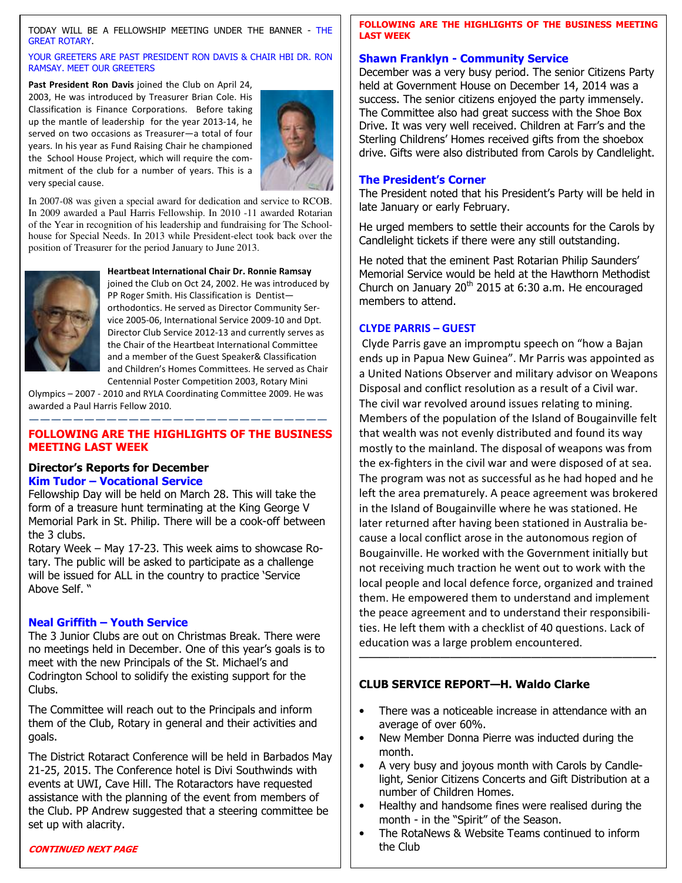TODAY WILL BE A FELLOWSHIP MEETING UNDER THE BANNER - THE GREAT ROTARY.

YOUR GREETERS ARE PAST PRESIDENT RON DAVIS & CHAIR HBI DR. RON RAMSAY. MEET OUR GREETERS

**Past President Ron Davis** joined the Club on April 24, 2003, He was introduced by Treasurer Brian Cole. His Classification is Finance Corporations. Before taking up the mantle of leadership for the year 2013-14, he served on two occasions as Treasurer—a total of four years. In his year as Fund Raising Chair he championed the School House Project, which will require the commitment of the club for a number of years. This is a very special cause.

In 2007-08 was given a special award for dedication and service to RCOB. In 2009 awarded a Paul Harris Fellowship. In 2010 -11 awarded Rotarian of the Year in recognition of his leadership and fundraising for The Schoolhouse for Special Needs. In 2013 while President-elect took back over the position of Treasurer for the period January to June 2013.

**Heartbeat International Chair Dr. Ronnie Ramsay** joined the Club on Oct 24, 2002. He was introduced by PP Roger Smith. His Classification is Dentist—orthodontics. He served as Director Community Service 2005-06, International Service 2009-10 and Dpt. Director Club Service 2012-13 and currently serves as the Chair of the Heartbeat International Committee and a member of the Guest Speaker& Classification and Children's Homes Committees. He served as Chair Centennial Poster Competition 2003, Rotary Mini Olympics – 2007 - 2010 and RYLA Coordinating Committee 2009. He was awarded a Paul Harris Fellow 2010.

---

## FOLLOWING ARE THE HIGHLIGHTS OF THE BUSINESS MEETING LAST WEEK

### Director's Reports for December

**Kim Tudor – Vocational Service**

Fellowship Day will be held on March 28. This will take the form of a treasure hunt terminating at the King George V Memorial Park in St. Philip. There will be a cook-off between the 3 clubs.

Rotary Week – May 17-23. This week aims to showcase Rotary. The public will be asked to participate as a challenge will be issued for ALL in the country to practice 'Service Above Self. "

**Neal Griffith – Youth Service**

The 3 Junior Clubs are out on Christmas Break. There were no meetings held in December. One of this year's goals is to meet with the new Principals of the St. Michael's and Codrington School to solidify the existing support for the Clubs.

The Committee will reach out to the Principals and inform them of the Club, Rotary in general and their activities and goals.

The District Rotaract Conference will be held in Barbados May 21-25, 2015. The Conference hotel is Divi Southwinds with events at UWI, Cave Hill. The Rotaractors have requested assistance with the planning of the event from members of the Club. PP Andrew suggested that a steering committee be set up with alacrity.

***CONTINUED NEXT PAGE***

**FOLLOWING ARE THE HIGHLIGHTS OF THE BUSINESS MEETING LAST WEEK**

**Shawn Franklyn - Community Service**

December was a very busy period. The senior Citizens Party held at Government House on December 14, 2014 was a success. The senior citizens enjoyed the party immensely. The Committee also had great success with the Shoe Box Drive. It was very well received. Children at Farr's and the Sterling Childrens' Homes received gifts from the shoebox drive. Gifts were also distributed from Carols by Candlelight.

**The President's Corner**

The President noted that his President's Party will be held in late January or early February.

He urged members to settle their accounts for the Carols by Candlelight tickets if there were any still outstanding.

He noted that the eminent Past Rotarian Philip Saunders' Memorial Service would be held at the Hawthorn Methodist Church on January 20th 2015 at 6:30 a.m. He encouraged members to attend.

**CLYDE PARRIS – GUEST**

Clyde Parris gave an impromptu speech on "how a Bajan ends up in Papua New Guinea". Mr Parris was appointed as a United Nations Observer and military advisor on Weapons Disposal and conflict resolution as a result of a Civil war. The civil war revolved around issues relating to mining. Members of the population of the Island of Bougainville felt that wealth was not evenly distributed and found its way mostly to the mainland. The disposal of weapons was from the ex-fighters in the civil war and were disposed of at sea. The program was not as successful as he had hoped and he left the area prematurely. A peace agreement was brokered in the Island of Bougainville where he was stationed. He later returned after having been stationed in Australia because a local conflict arose in the autonomous region of Bougainville. He worked with the Government initially but not receiving much traction he went out to work with the local people and local defence force, organized and trained them. He empowered them to understand and implement the peace agreement and to understand their responsibilities. He left them with a checklist of 40 questions. Lack of education was a large problem encountered.

---

**CLUB SERVICE REPORT—H. Waldo Clarke**

- There was a noticeable increase in attendance with an average of over 60%.
- New Member Donna Pierre was inducted during the month.
- A very busy and joyous month with Carols by Candlelight, Senior Citizens Concerts and Gift Distribution at a number of Children Homes.
- Healthy and handsome fines were realised during the month - in the "Spirit" of the Season.
- The RotaNews & Website Teams continued to inform the Club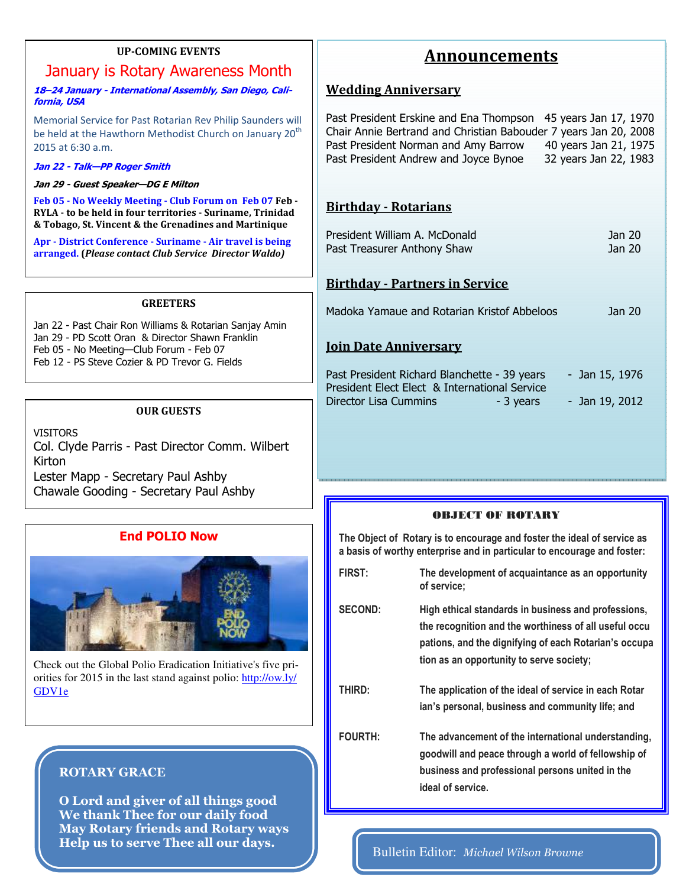**UP-COMING EVENTS**

## January is Rotary Awareness Month

***18–24 January - International Assembly, San Diego, California, USA***

Memorial Service for Past Rotarian Rev Philip Saunders will be held at the Hawthorn Methodist Church on January 20th 2015 at 6:30 a.m.

***Jan 22 - Talk—PP Roger Smith***

***Jan 29 - Guest Speaker—DG E Milton***

**Feb 05 - No Weekly Meeting - Club Forum on Feb 07 Feb - RYLA - to be held in four territories - Suriname, Trinidad & Tobago, St. Vincent & the Grenadines and Martinique**

**Apr - District Conference - Suriname - Air travel is being arranged.** (***Please contact Club Service Director Waldo)***

**GREETERS**

Jan 22 - Past Chair Ron Williams & Rotarian Sanjay Amin
Jan 29 - PD Scott Oran & Director Shawn Franklin
Feb 05 - No Meeting—Club Forum - Feb 07
Feb 12 - PS Steve Cozier & PD Trevor G. Fields

**OUR GUESTS**

VISITORS
Col. Clyde Parris - Past Director Comm. Wilbert Kirton
Lester Mapp - Secretary Paul Ashby
Chawale Gooding - Secretary Paul Ashby

**End POLIO Now**

Check out the Global Polio Eradication Initiative's five priorities for 2015 in the last stand against polio: http://ow.ly/GDV1e

**ROTARY GRACE**

**O Lord and giver of all things good**
**We thank Thee for our daily food**
**May Rotary friends and Rotary ways**
**Help us to serve Thee all our days.**

# Announcements

## Wedding Anniversary

Past President Erskine and Ena Thompson 45 years Jan 17, 1970
Chair Annie Bertrand and Christian Babouder 7 years Jan 20, 2008
Past President Norman and Amy Barrow 40 years Jan 21, 1975
Past President Andrew and Joyce Bynoe 32 years Jan 22, 1983

## Birthday - Rotarians

President William A. McDonald Jan 20
Past Treasurer Anthony Shaw Jan 20

## Birthday - Partners in Service

Madoka Yamaue and Rotarian Kristof Abbeloos Jan 20

## Join Date Anniversary

Past President Richard Blanchette - 39 years - Jan 15, 1976
President Elect Elect & International Service Director Lisa Cummins - 3 years - Jan 19, 2012

**OBJECT OF ROTARY**

**The Object of Rotary is to encourage and foster the ideal of service as a basis of worthy enterprise and in particular to encourage and foster:**

**FIRST:** The development of acquaintance as an opportunity of service;

**SECOND:** High ethical standards in business and professions, the recognition and the worthiness of all useful occupations, and the dignifying of each Rotarian's occupation as an opportunity to serve society;

**THIRD:** The application of the ideal of service in each Rotarian's personal, business and community life; and

**FOURTH:** The advancement of the international understanding, goodwill and peace through a world of fellowship of business and professional persons united in the ideal of service.

Bulletin Editor: *Michael Wilson Browne*